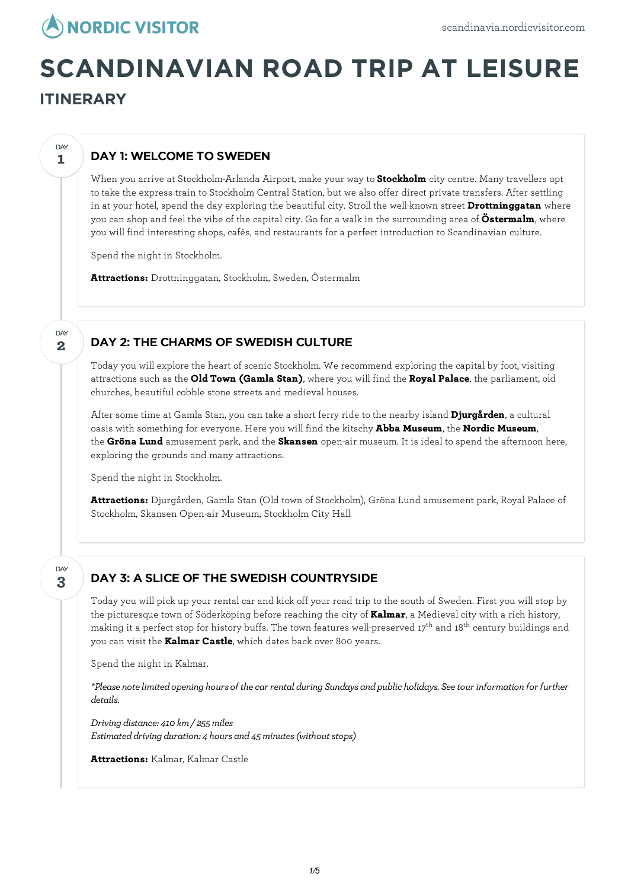# SCANDINAVIAN ROAD TRIP AT LEISURE

## ITINERARY

### DAY 1: WELCOME TO SWEDEN

When you arrive at Stockholm-Arlanda Airport, make your way to **Stockholm** city centre. Many travellers opt to take the express train to Stockholm Central Station, but we also offer direct private transfers. After settling in at your hotel, spend the day exploring the beautiful city. Stroll the well-known street **Drottninggatan** where you can shop and feel the vibe of the capital city. Go for a walk in the surrounding area of **Östermalm**, where you will find interesting shops, cafés, and restaurants for a perfect introduction to Scandinavian culture.

Spend the night in Stockholm.

**Attractions:** Drottninggatan, Stockholm, Sweden, Östermalm

### DAY 2: THE CHARMS OF SWEDISH CULTURE

Today you will explore the heart of scenic Stockholm. We recommend exploring the capital by foot, visiting attractions such as the **Old Town (Gamla Stan)**, where you will find the **Royal Palace**, the parliament, old churches, beautiful cobble stone streets and medieval houses.

After some time at Gamla Stan, you can take a short ferry ride to the nearby island **Djurgården**, a cultural oasis with something for everyone. Here you will find the kitschy **Abba Museum**, the **Nordic Museum**, the **Gröna Lund** amusement park, and the **Skansen** open-air museum. It is ideal to spend the afternoon here, exploring the grounds and many attractions.

Spend the night in Stockholm.

**Attractions:** Djurgården, Gamla Stan (Old town of Stockholm), Gröna Lund amusement park, Royal Palace of Stockholm, Skansen Open-air Museum, Stockholm City Hall

### DAY 3: A SLICE OF THE SWEDISH COUNTRYSIDE

Today you will pick up your rental car and kick off your road trip to the south of Sweden. First you will stop by the picturesque town of Söderköping before reaching the city of **Kalmar**, a Medieval city with a rich history, making it a perfect stop for history buffs. The town features well-preserved 17th and 18th century buildings and you can visit the **Kalmar Castle**, which dates back over 800 years.

Spend the night in Kalmar.

*\*Please note limited opening hours of the car rental during Sundays and public holidays. See tour information for further details.*

*Driving distance: 410 km / 255 miles*
*Estimated driving duration: 4 hours and 45 minutes (without stops)*

**Attractions:** Kalmar, Kalmar Castle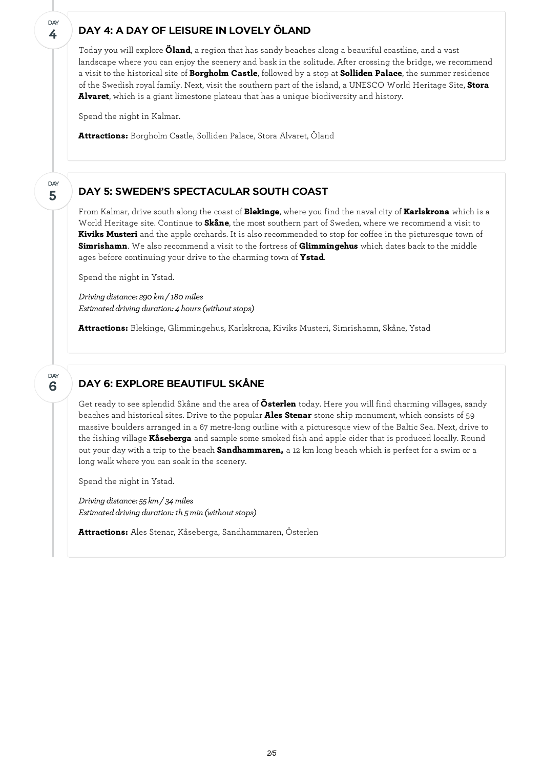DAY
4

## DAY 4: A DAY OF LEISURE IN LOVELY ÖLAND

Today you will explore **Öland**, a region that has sandy beaches along a beautiful coastline, and a vast landscape where you can enjoy the scenery and bask in the solitude. After crossing the bridge, we recommend a visit to the historical site of **Borgholm Castle**, followed by a stop at **Solliden Palace**, the summer residence of the Swedish royal family. Next, visit the southern part of the island, a UNESCO World Heritage Site, **Stora Alvaret**, which is a giant limestone plateau that has a unique biodiversity and history.

Spend the night in Kalmar.

**Attractions:** Borgholm Castle, Solliden Palace, Stora Alvaret, Öland

DAY
5

## DAY 5: SWEDEN'S SPECTACULAR SOUTH COAST

From Kalmar, drive south along the coast of **Blekinge**, where you find the naval city of **Karlskrona** which is a World Heritage site. Continue to **Skåne**, the most southern part of Sweden, where we recommend a visit to **Kiviks Musteri** and the apple orchards. It is also recommended to stop for coffee in the picturesque town of **Simrishamn**. We also recommend a visit to the fortress of **Glimmingehus** which dates back to the middle ages before continuing your drive to the charming town of **Ystad**.

Spend the night in Ystad.

*Driving distance: 290 km / 180 miles*
*Estimated driving duration: 4 hours (without stops)*

**Attractions:** Blekinge, Glimmingehus, Karlskrona, Kiviks Musteri, Simrishamn, Skåne, Ystad

DAY
6

## DAY 6: EXPLORE BEAUTIFUL SKÅNE

Get ready to see splendid Skåne and the area of **Österlen** today. Here you will find charming villages, sandy beaches and historical sites. Drive to the popular **Ales Stenar** stone ship monument, which consists of 59 massive boulders arranged in a 67 metre-long outline with a picturesque view of the Baltic Sea. Next, drive to the fishing village **Kåseberga** and sample some smoked fish and apple cider that is produced locally. Round out your day with a trip to the beach **Sandhammaren,** a 12 km long beach which is perfect for a swim or a long walk where you can soak in the scenery.

Spend the night in Ystad.

*Driving distance: 55 km / 34 miles*
*Estimated driving duration: 1h 5 min (without stops)*

**Attractions:** Ales Stenar, Kåseberga, Sandhammaren, Österlen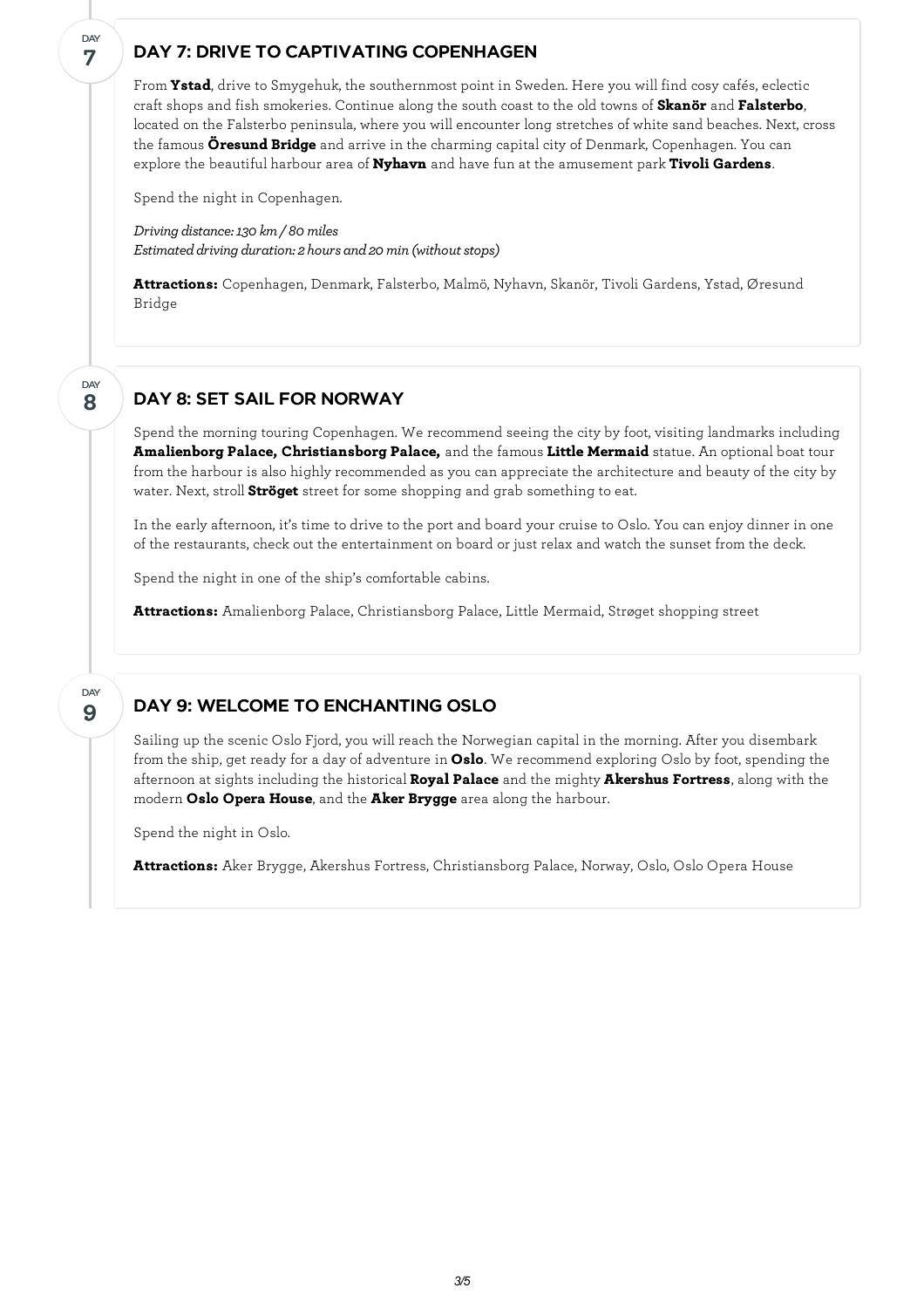## DAY 7: DRIVE TO CAPTIVATING COPENHAGEN

From **Ystad**, drive to Smygehuk, the southernmost point in Sweden. Here you will find cosy cafés, eclectic craft shops and fish smokeries. Continue along the south coast to the old towns of **Skanör** and **Falsterbo**, located on the Falsterbo peninsula, where you will encounter long stretches of white sand beaches. Next, cross the famous **Öresund Bridge** and arrive in the charming capital city of Denmark, Copenhagen. You can explore the beautiful harbour area of **Nyhavn** and have fun at the amusement park **Tivoli Gardens**.

Spend the night in Copenhagen.

*Driving distance: 130 km / 80 miles*
*Estimated driving duration: 2 hours and 20 min (without stops)*

**Attractions:** Copenhagen, Denmark, Falsterbo, Malmö, Nyhavn, Skanör, Tivoli Gardens, Ystad, Øresund Bridge

## DAY 8: SET SAIL FOR NORWAY

Spend the morning touring Copenhagen. We recommend seeing the city by foot, visiting landmarks including **Amalienborg Palace, Christiansborg Palace,** and the famous **Little Mermaid** statue. An optional boat tour from the harbour is also highly recommended as you can appreciate the architecture and beauty of the city by water. Next, stroll **Ströget** street for some shopping and grab something to eat.

In the early afternoon, it's time to drive to the port and board your cruise to Oslo. You can enjoy dinner in one of the restaurants, check out the entertainment on board or just relax and watch the sunset from the deck.

Spend the night in one of the ship's comfortable cabins.

**Attractions:** Amalienborg Palace, Christiansborg Palace, Little Mermaid, Strøget shopping street

## DAY 9: WELCOME TO ENCHANTING OSLO

Sailing up the scenic Oslo Fjord, you will reach the Norwegian capital in the morning. After you disembark from the ship, get ready for a day of adventure in **Oslo**. We recommend exploring Oslo by foot, spending the afternoon at sights including the historical **Royal Palace** and the mighty **Akershus Fortress**, along with the modern **Oslo Opera House**, and the **Aker Brygge** area along the harbour.

Spend the night in Oslo.

**Attractions:** Aker Brygge, Akershus Fortress, Christiansborg Palace, Norway, Oslo, Oslo Opera House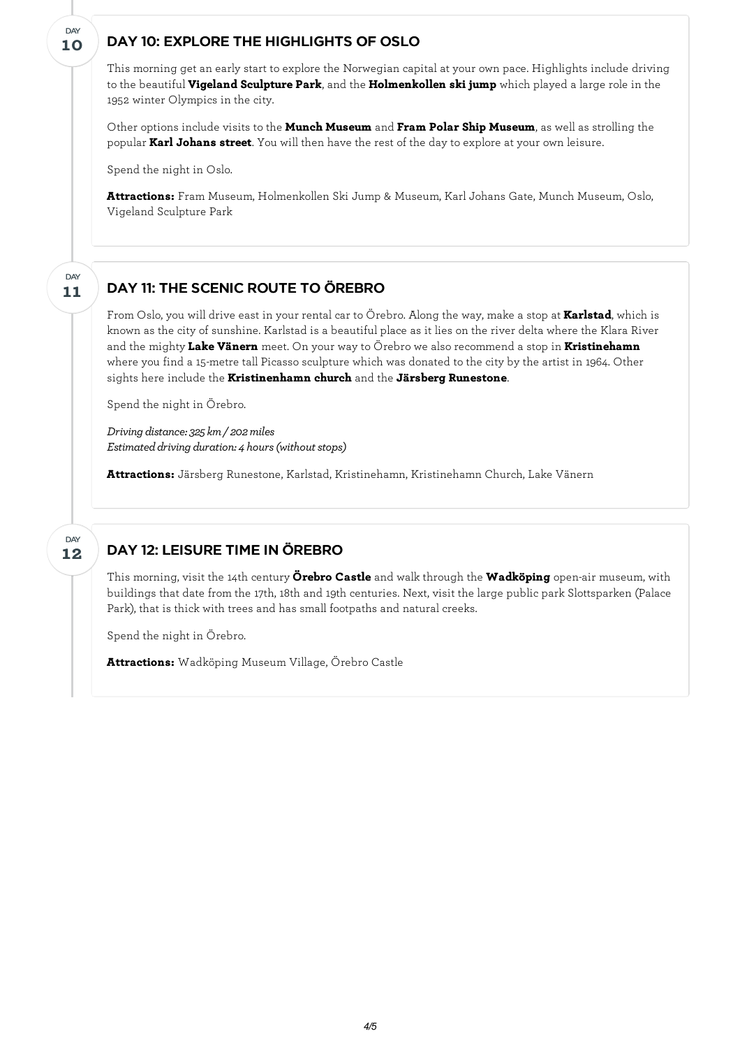## DAY 10: EXPLORE THE HIGHLIGHTS OF OSLO

This morning get an early start to explore the Norwegian capital at your own pace. Highlights include driving to the beautiful **Vigeland Sculpture Park**, and the **Holmenkollen ski jump** which played a large role in the 1952 winter Olympics in the city.

Other options include visits to the **Munch Museum** and **Fram Polar Ship Museum**, as well as strolling the popular **Karl Johans street**. You will then have the rest of the day to explore at your own leisure.

Spend the night in Oslo.

**Attractions:** Fram Museum, Holmenkollen Ski Jump & Museum, Karl Johans Gate, Munch Museum, Oslo, Vigeland Sculpture Park

## DAY 11: THE SCENIC ROUTE TO ÖREBRO

From Oslo, you will drive east in your rental car to Örebro. Along the way, make a stop at **Karlstad**, which is known as the city of sunshine. Karlstad is a beautiful place as it lies on the river delta where the Klara River and the mighty **Lake Vänern** meet. On your way to Örebro we also recommend a stop in **Kristinehamn** where you find a 15-metre tall Picasso sculpture which was donated to the city by the artist in 1964. Other sights here include the **Kristinenhamn church** and the **Järsberg Runestone**.

Spend the night in Örebro.

*Driving distance: 325 km / 202 miles*
*Estimated driving duration: 4 hours (without stops)*

**Attractions:** Järsberg Runestone, Karlstad, Kristinehamn, Kristinehamn Church, Lake Vänern

## DAY 12: LEISURE TIME IN ÖREBRO

This morning, visit the 14th century **Örebro Castle** and walk through the **Wadköping** open-air museum, with buildings that date from the 17th, 18th and 19th centuries. Next, visit the large public park Slottsparken (Palace Park), that is thick with trees and has small footpaths and natural creeks.

Spend the night in Örebro.

**Attractions:** Wadköping Museum Village, Örebro Castle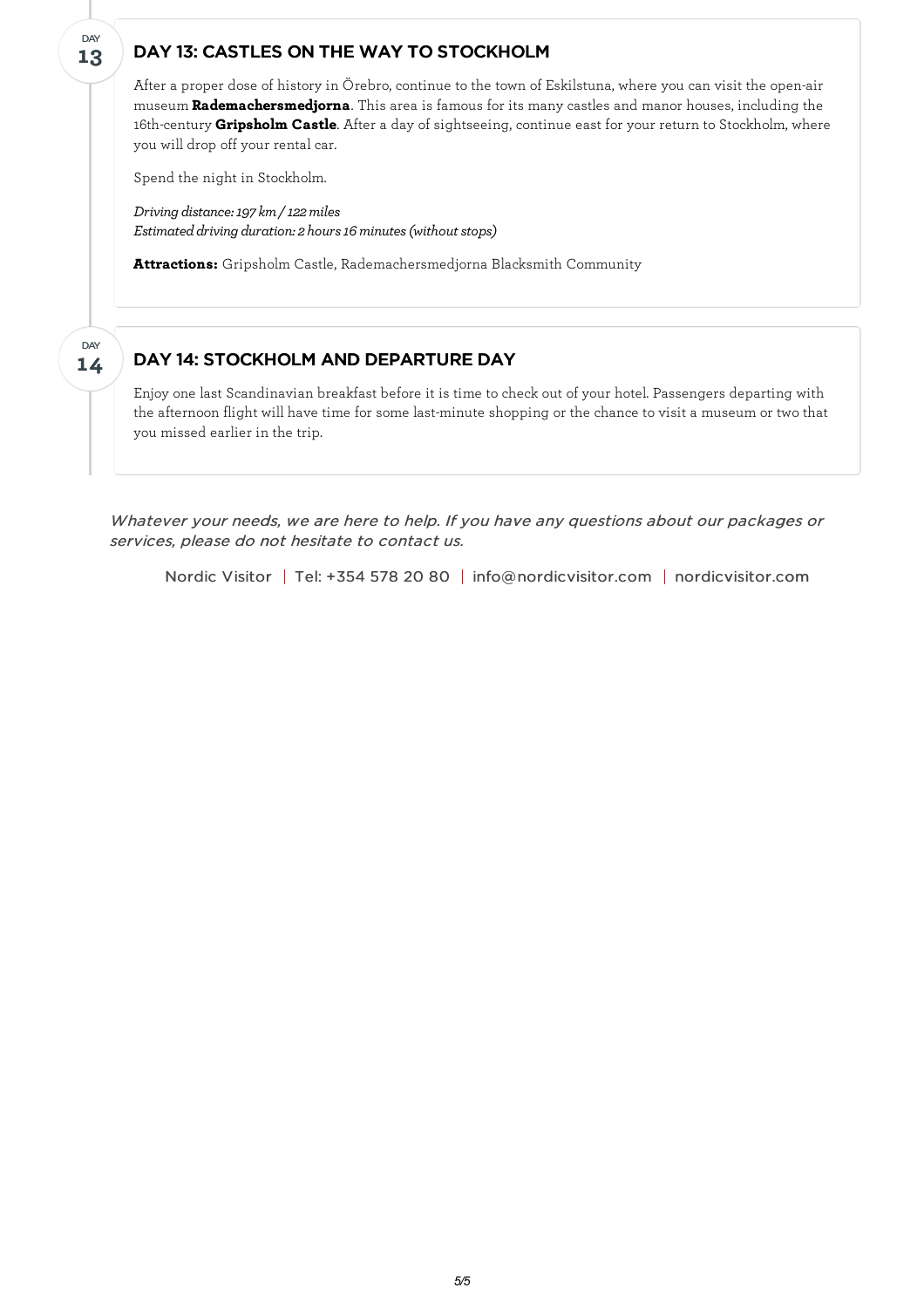DAY 13

## DAY 13: CASTLES ON THE WAY TO STOCKHOLM

After a proper dose of history in Örebro, continue to the town of Eskilstuna, where you can visit the open-air museum **Rademachersmedjorna**. This area is famous for its many castles and manor houses, including the 16th-century **Gripsholm Castle**. After a day of sightseeing, continue east for your return to Stockholm, where you will drop off your rental car.

Spend the night in Stockholm.

*Driving distance: 197 km / 122 miles*
*Estimated driving duration: 2 hours 16 minutes (without stops)*

**Attractions:** Gripsholm Castle, Rademachersmedjorna Blacksmith Community

DAY 14

## DAY 14: STOCKHOLM AND DEPARTURE DAY

Enjoy one last Scandinavian breakfast before it is time to check out of your hotel. Passengers departing with the afternoon flight will have time for some last-minute shopping or the chance to visit a museum or two that you missed earlier in the trip.

*Whatever your needs, we are here to help. If you have any questions about our packages or services, please do not hesitate to contact us.*

Nordic Visitor | Tel: +354 578 20 80 | info@nordicvisitor.com | nordicvisitor.com